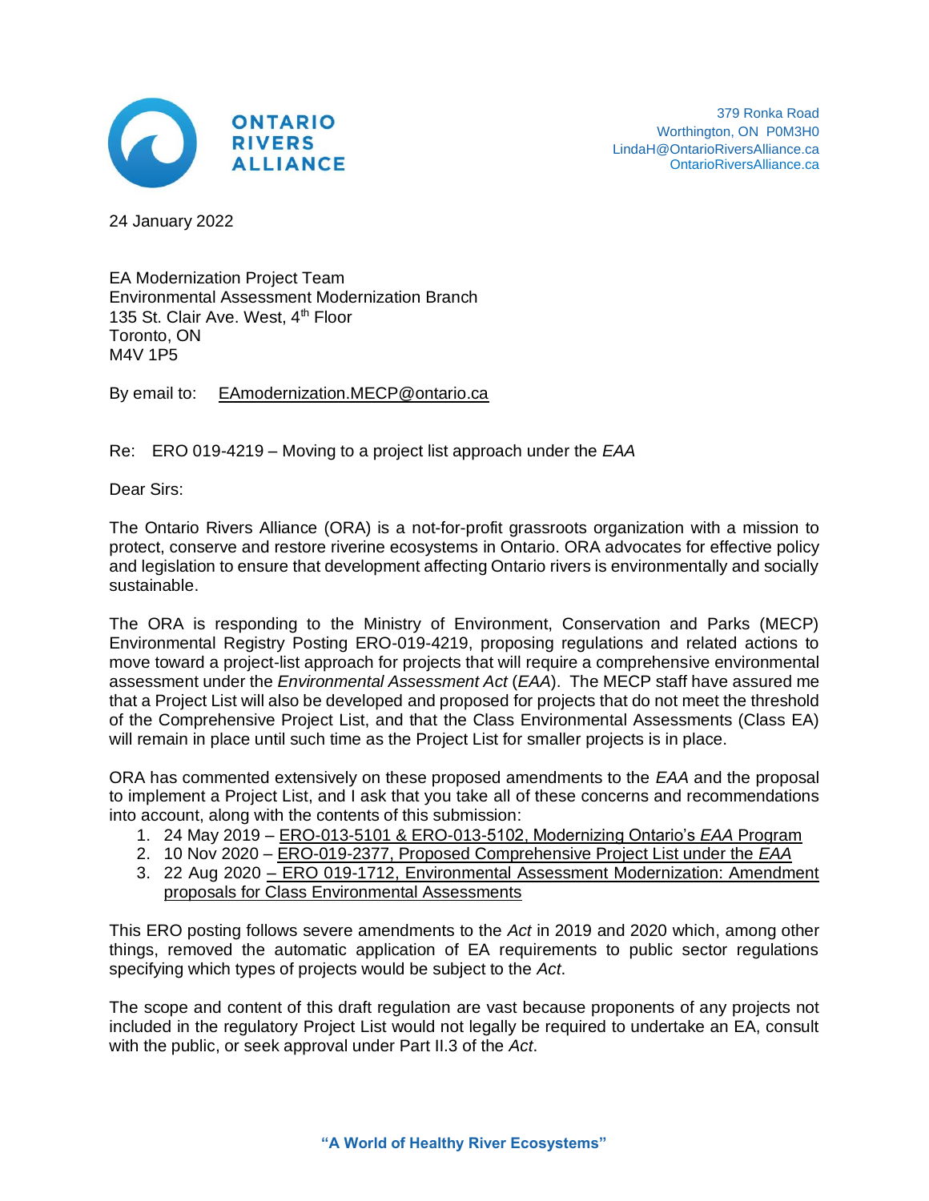ONTARIO RIVERS ALLIANCE

379 Ronka Road
Worthington, ON P0M3H0
LindaH@OntarioRiversAlliance.ca
OntarioRiversAlliance.ca

24 January 2022

EA Modernization Project Team
Environmental Assessment Modernization Branch
135 St. Clair Ave. West, 4th Floor
Toronto, ON
M4V 1P5

By email to: EAmodernization.MECP@ontario.ca

Re: ERO 019-4219 – Moving to a project list approach under the *EAA*

Dear Sirs:

The Ontario Rivers Alliance (ORA) is a not-for-profit grassroots organization with a mission to protect, conserve and restore riverine ecosystems in Ontario. ORA advocates for effective policy and legislation to ensure that development affecting Ontario rivers is environmentally and socially sustainable.

The ORA is responding to the Ministry of Environment, Conservation and Parks (MECP) Environmental Registry Posting ERO-019-4219, proposing regulations and related actions to move toward a project-list approach for projects that will require a comprehensive environmental assessment under the *Environmental Assessment Act* (*EAA*). The MECP staff have assured me that a Project List will also be developed and proposed for projects that do not meet the threshold of the Comprehensive Project List, and that the Class Environmental Assessments (Class EA) will remain in place until such time as the Project List for smaller projects is in place.

ORA has commented extensively on these proposed amendments to the *EAA* and the proposal to implement a Project List, and I ask that you take all of these concerns and recommendations into account, along with the contents of this submission:

1. 24 May 2019 – ERO-013-5101 & ERO-013-5102, Modernizing Ontario's *EAA* Program
2. 10 Nov 2020 – ERO-019-2377, Proposed Comprehensive Project List under the *EAA*
3. 22 Aug 2020 – ERO 019-1712, Environmental Assessment Modernization: Amendment proposals for Class Environmental Assessments

This ERO posting follows severe amendments to the *Act* in 2019 and 2020 which, among other things, removed the automatic application of EA requirements to public sector regulations specifying which types of projects would be subject to the *Act*.

The scope and content of this draft regulation are vast because proponents of any projects not included in the regulatory Project List would not legally be required to undertake an EA, consult with the public, or seek approval under Part II.3 of the *Act*.

"A World of Healthy River Ecosystems"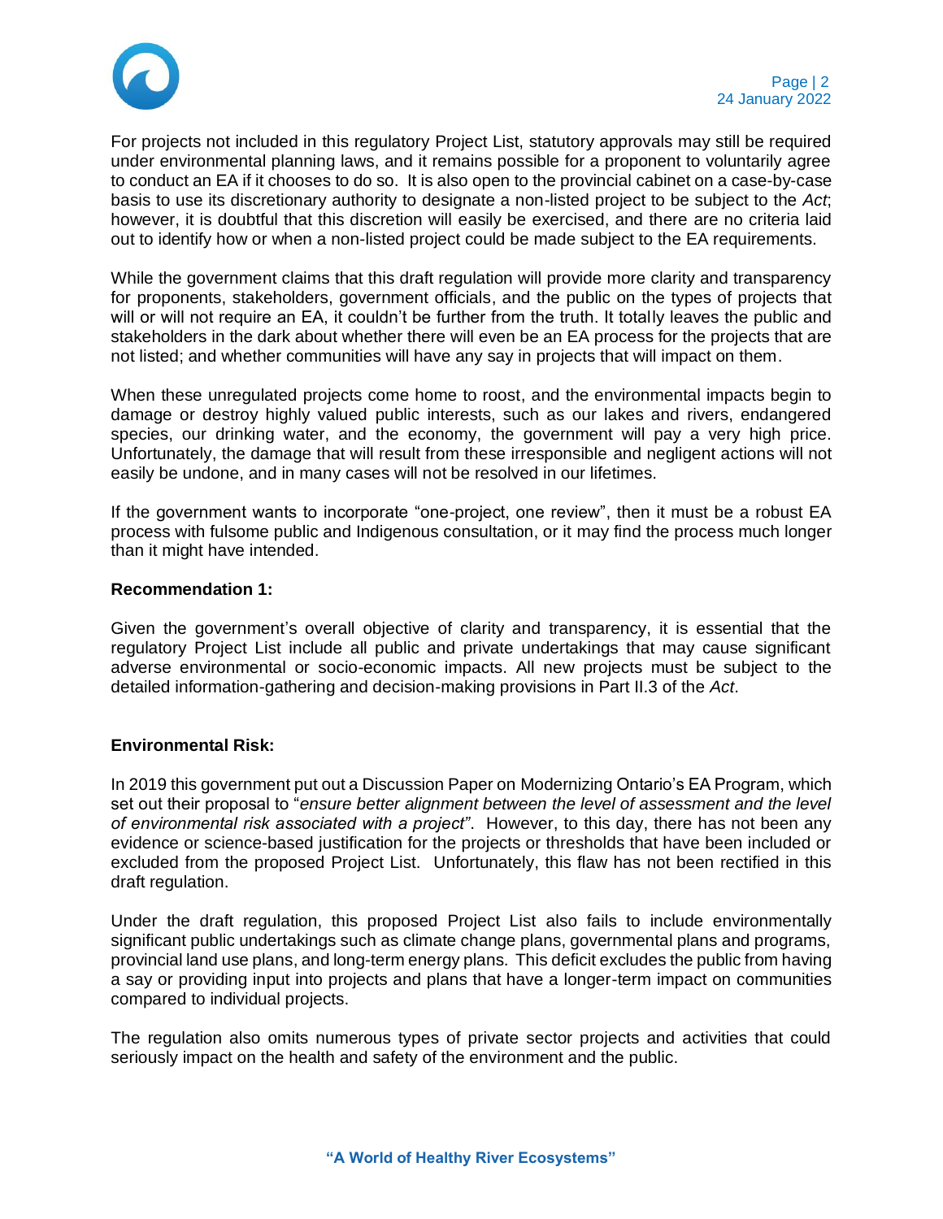For projects not included in this regulatory Project List, statutory approvals may still be required under environmental planning laws, and it remains possible for a proponent to voluntarily agree to conduct an EA if it chooses to do so. It is also open to the provincial cabinet on a case-by-case basis to use its discretionary authority to designate a non-listed project to be subject to the *Act*; however, it is doubtful that this discretion will easily be exercised, and there are no criteria laid out to identify how or when a non-listed project could be made subject to the EA requirements.

While the government claims that this draft regulation will provide more clarity and transparency for proponents, stakeholders, government officials, and the public on the types of projects that will or will not require an EA, it couldn't be further from the truth. It totally leaves the public and stakeholders in the dark about whether there will even be an EA process for the projects that are not listed; and whether communities will have any say in projects that will impact on them.

When these unregulated projects come home to roost, and the environmental impacts begin to damage or destroy highly valued public interests, such as our lakes and rivers, endangered species, our drinking water, and the economy, the government will pay a very high price. Unfortunately, the damage that will result from these irresponsible and negligent actions will not easily be undone, and in many cases will not be resolved in our lifetimes.

If the government wants to incorporate "one-project, one review", then it must be a robust EA process with fulsome public and Indigenous consultation, or it may find the process much longer than it might have intended.

**Recommendation 1:**

Given the government's overall objective of clarity and transparency, it is essential that the regulatory Project List include all public and private undertakings that may cause significant adverse environmental or socio-economic impacts. All new projects must be subject to the detailed information-gathering and decision-making provisions in Part II.3 of the *Act*.

**Environmental Risk:**

In 2019 this government put out a Discussion Paper on Modernizing Ontario's EA Program, which set out their proposal to "*ensure better alignment between the level of assessment and the level of environmental risk associated with a project"*. However, to this day, there has not been any evidence or science-based justification for the projects or thresholds that have been included or excluded from the proposed Project List. Unfortunately, this flaw has not been rectified in this draft regulation.

Under the draft regulation, this proposed Project List also fails to include environmentally significant public undertakings such as climate change plans, governmental plans and programs, provincial land use plans, and long-term energy plans. This deficit excludes the public from having a say or providing input into projects and plans that have a longer-term impact on communities compared to individual projects.

The regulation also omits numerous types of private sector projects and activities that could seriously impact on the health and safety of the environment and the public.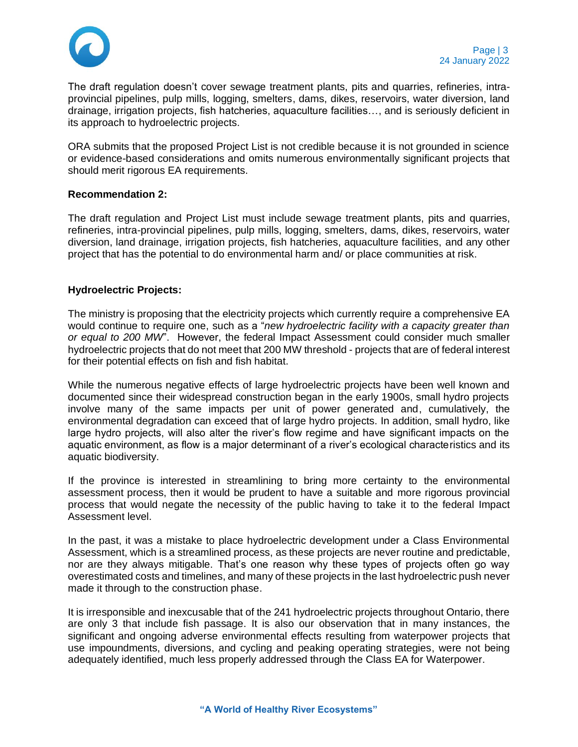The draft regulation doesn't cover sewage treatment plants, pits and quarries, refineries, intra-provincial pipelines, pulp mills, logging, smelters, dams, dikes, reservoirs, water diversion, land drainage, irrigation projects, fish hatcheries, aquaculture facilities…, and is seriously deficient in its approach to hydroelectric projects.

ORA submits that the proposed Project List is not credible because it is not grounded in science or evidence-based considerations and omits numerous environmentally significant projects that should merit rigorous EA requirements.

**Recommendation 2:**

The draft regulation and Project List must include sewage treatment plants, pits and quarries, refineries, intra-provincial pipelines, pulp mills, logging, smelters, dams, dikes, reservoirs, water diversion, land drainage, irrigation projects, fish hatcheries, aquaculture facilities, and any other project that has the potential to do environmental harm and/ or place communities at risk.

**Hydroelectric Projects:**

The ministry is proposing that the electricity projects which currently require a comprehensive EA would continue to require one, such as a "*new hydroelectric facility with a capacity greater than or equal to 200 MW*". However, the federal Impact Assessment could consider much smaller hydroelectric projects that do not meet that 200 MW threshold - projects that are of federal interest for their potential effects on fish and fish habitat.

While the numerous negative effects of large hydroelectric projects have been well known and documented since their widespread construction began in the early 1900s, small hydro projects involve many of the same impacts per unit of power generated and, cumulatively, the environmental degradation can exceed that of large hydro projects. In addition, small hydro, like large hydro projects, will also alter the river's flow regime and have significant impacts on the aquatic environment, as flow is a major determinant of a river's ecological characteristics and its aquatic biodiversity.

If the province is interested in streamlining to bring more certainty to the environmental assessment process, then it would be prudent to have a suitable and more rigorous provincial process that would negate the necessity of the public having to take it to the federal Impact Assessment level.

In the past, it was a mistake to place hydroelectric development under a Class Environmental Assessment, which is a streamlined process, as these projects are never routine and predictable, nor are they always mitigable. That's one reason why these types of projects often go way overestimated costs and timelines, and many of these projects in the last hydroelectric push never made it through to the construction phase.

It is irresponsible and inexcusable that of the 241 hydroelectric projects throughout Ontario, there are only 3 that include fish passage. It is also our observation that in many instances, the significant and ongoing adverse environmental effects resulting from waterpower projects that use impoundments, diversions, and cycling and peaking operating strategies, were not being adequately identified, much less properly addressed through the Class EA for Waterpower.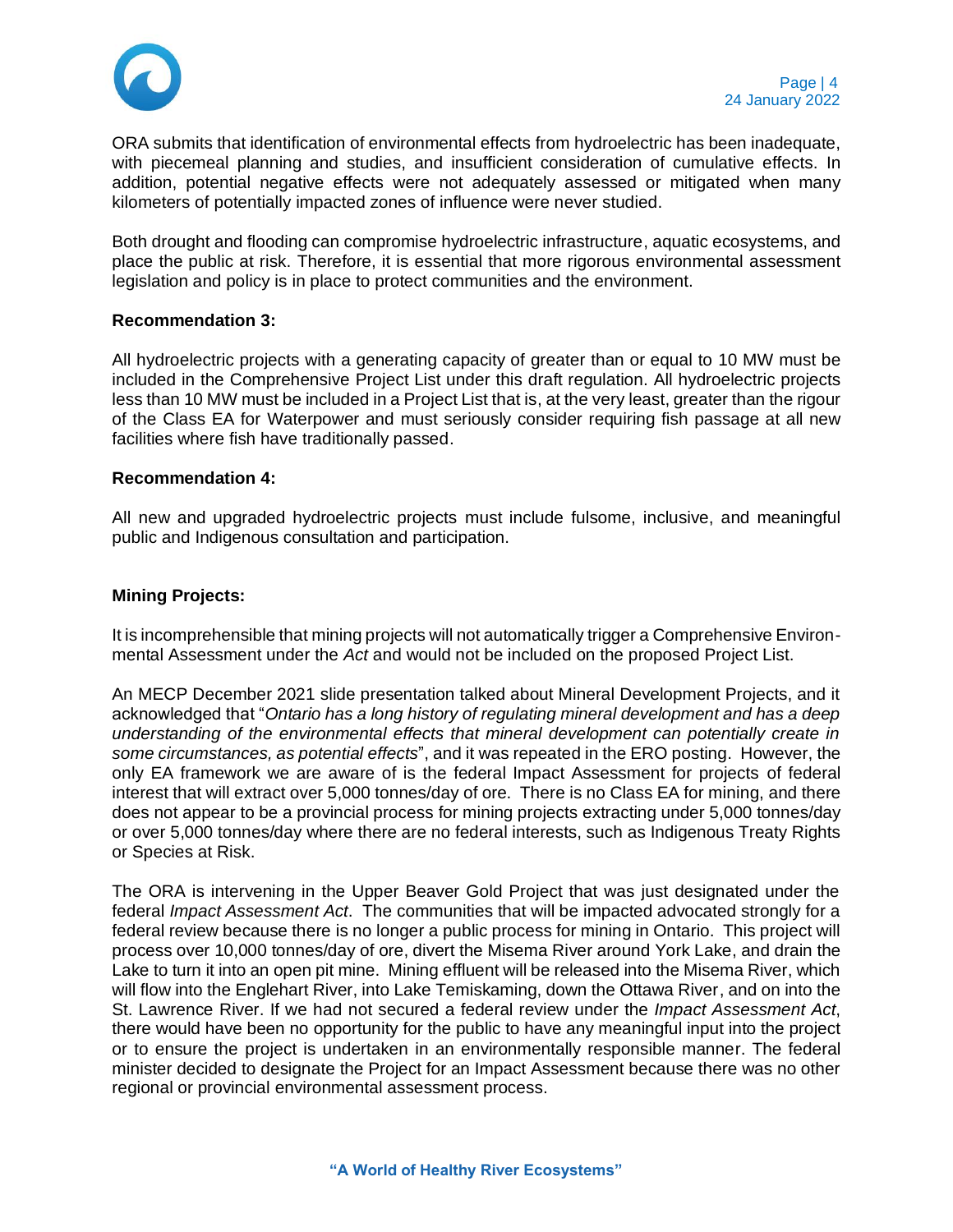ORA submits that identification of environmental effects from hydroelectric has been inadequate, with piecemeal planning and studies, and insufficient consideration of cumulative effects. In addition, potential negative effects were not adequately assessed or mitigated when many kilometers of potentially impacted zones of influence were never studied.

Both drought and flooding can compromise hydroelectric infrastructure, aquatic ecosystems, and place the public at risk. Therefore, it is essential that more rigorous environmental assessment legislation and policy is in place to protect communities and the environment.

**Recommendation 3:**

All hydroelectric projects with a generating capacity of greater than or equal to 10 MW must be included in the Comprehensive Project List under this draft regulation. All hydroelectric projects less than 10 MW must be included in a Project List that is, at the very least, greater than the rigour of the Class EA for Waterpower and must seriously consider requiring fish passage at all new facilities where fish have traditionally passed.

**Recommendation 4:**

All new and upgraded hydroelectric projects must include fulsome, inclusive, and meaningful public and Indigenous consultation and participation.

**Mining Projects:**

It is incomprehensible that mining projects will not automatically trigger a Comprehensive Environmental Assessment under the *Act* and would not be included on the proposed Project List.

An MECP December 2021 slide presentation talked about Mineral Development Projects, and it acknowledged that "*Ontario has a long history of regulating mineral development and has a deep understanding of the environmental effects that mineral development can potentially create in some circumstances, as potential effects*", and it was repeated in the ERO posting. However, the only EA framework we are aware of is the federal Impact Assessment for projects of federal interest that will extract over 5,000 tonnes/day of ore. There is no Class EA for mining, and there does not appear to be a provincial process for mining projects extracting under 5,000 tonnes/day or over 5,000 tonnes/day where there are no federal interests, such as Indigenous Treaty Rights or Species at Risk.

The ORA is intervening in the Upper Beaver Gold Project that was just designated under the federal *Impact Assessment Act*. The communities that will be impacted advocated strongly for a federal review because there is no longer a public process for mining in Ontario. This project will process over 10,000 tonnes/day of ore, divert the Misema River around York Lake, and drain the Lake to turn it into an open pit mine. Mining effluent will be released into the Misema River, which will flow into the Englehart River, into Lake Temiskaming, down the Ottawa River, and on into the St. Lawrence River. If we had not secured a federal review under the *Impact Assessment Act*, there would have been no opportunity for the public to have any meaningful input into the project or to ensure the project is undertaken in an environmentally responsible manner. The federal minister decided to designate the Project for an Impact Assessment because there was no other regional or provincial environmental assessment process.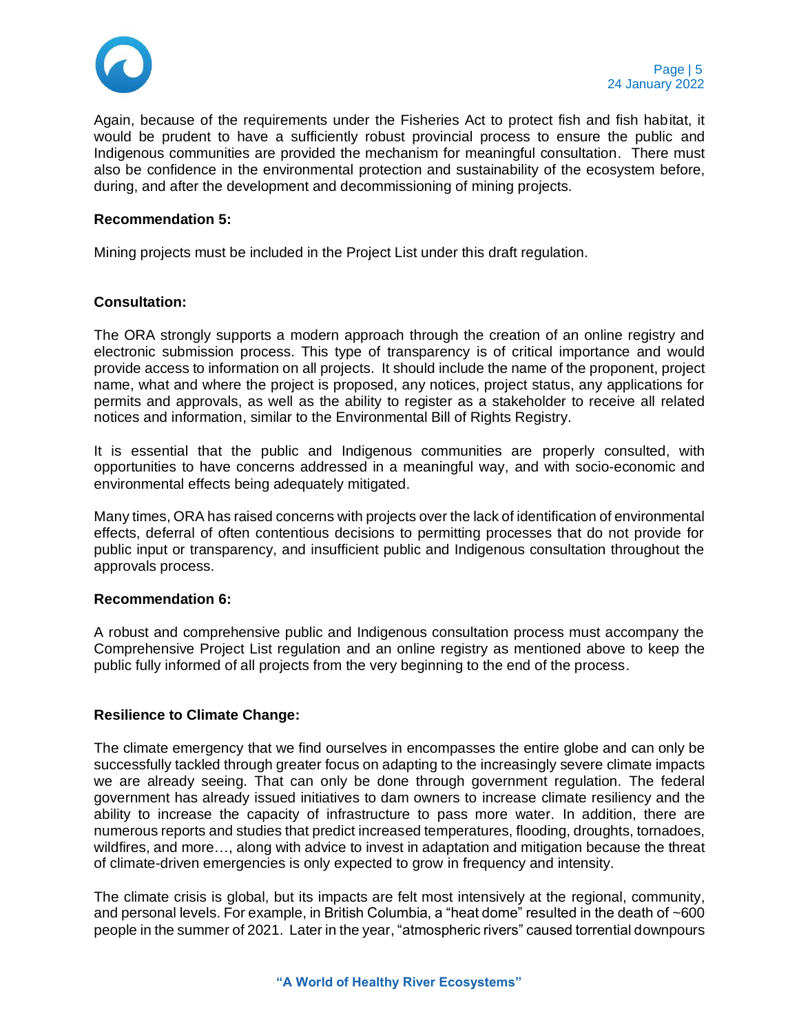Again, because of the requirements under the Fisheries Act to protect fish and fish habitat, it would be prudent to have a sufficiently robust provincial process to ensure the public and Indigenous communities are provided the mechanism for meaningful consultation. There must also be confidence in the environmental protection and sustainability of the ecosystem before, during, and after the development and decommissioning of mining projects.

**Recommendation 5:**

Mining projects must be included in the Project List under this draft regulation.

**Consultation:**

The ORA strongly supports a modern approach through the creation of an online registry and electronic submission process. This type of transparency is of critical importance and would provide access to information on all projects. It should include the name of the proponent, project name, what and where the project is proposed, any notices, project status, any applications for permits and approvals, as well as the ability to register as a stakeholder to receive all related notices and information, similar to the Environmental Bill of Rights Registry.

It is essential that the public and Indigenous communities are properly consulted, with opportunities to have concerns addressed in a meaningful way, and with socio-economic and environmental effects being adequately mitigated.

Many times, ORA has raised concerns with projects over the lack of identification of environmental effects, deferral of often contentious decisions to permitting processes that do not provide for public input or transparency, and insufficient public and Indigenous consultation throughout the approvals process.

**Recommendation 6:**

A robust and comprehensive public and Indigenous consultation process must accompany the Comprehensive Project List regulation and an online registry as mentioned above to keep the public fully informed of all projects from the very beginning to the end of the process.

**Resilience to Climate Change:**

The climate emergency that we find ourselves in encompasses the entire globe and can only be successfully tackled through greater focus on adapting to the increasingly severe climate impacts we are already seeing. That can only be done through government regulation. The federal government has already issued initiatives to dam owners to increase climate resiliency and the ability to increase the capacity of infrastructure to pass more water. In addition, there are numerous reports and studies that predict increased temperatures, flooding, droughts, tornadoes, wildfires, and more…, along with advice to invest in adaptation and mitigation because the threat of climate-driven emergencies is only expected to grow in frequency and intensity.

The climate crisis is global, but its impacts are felt most intensively at the regional, community, and personal levels. For example, in British Columbia, a "heat dome" resulted in the death of ~600 people in the summer of 2021. Later in the year, "atmospheric rivers" caused torrential downpours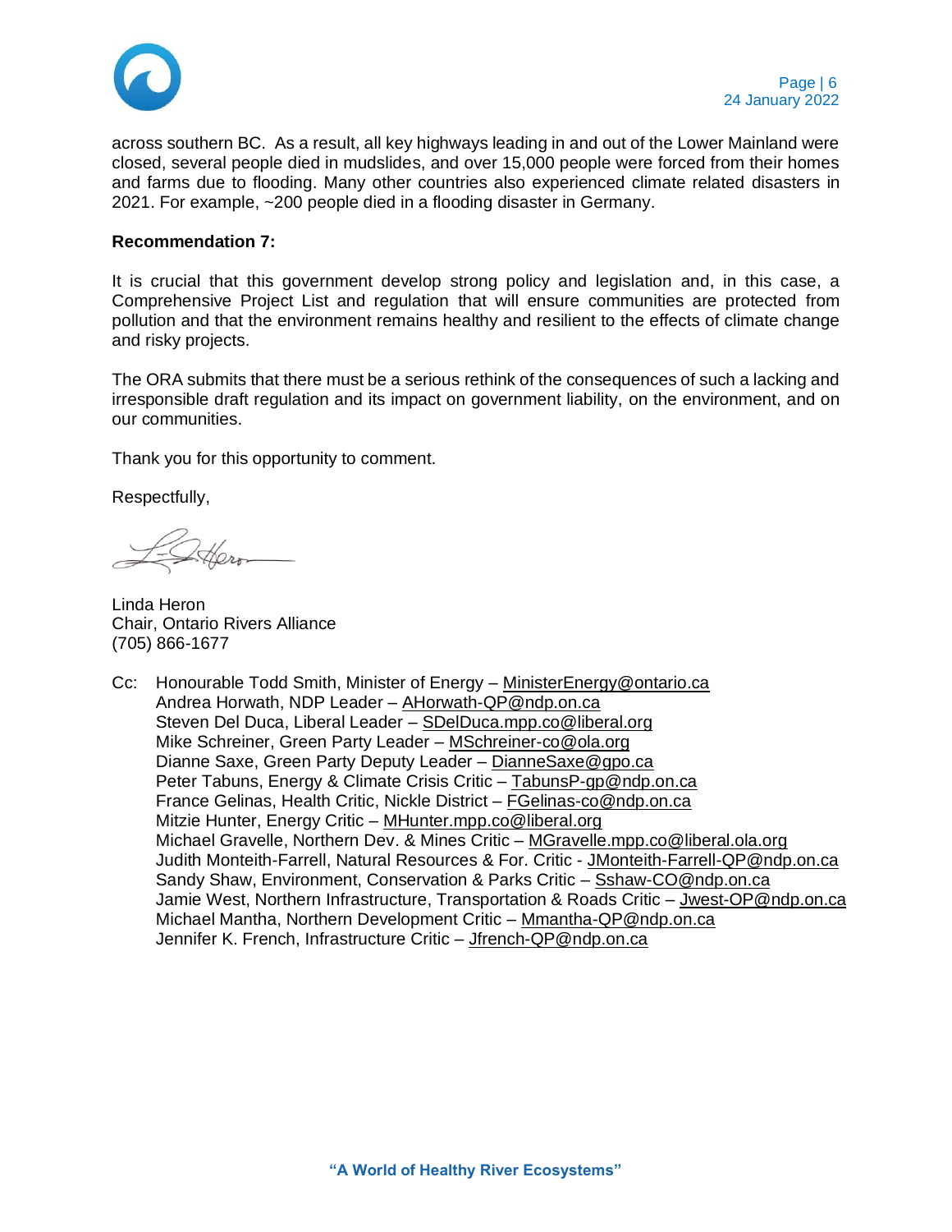across southern BC. As a result, all key highways leading in and out of the Lower Mainland were closed, several people died in mudslides, and over 15,000 people were forced from their homes and farms due to flooding. Many other countries also experienced climate related disasters in 2021. For example, ~200 people died in a flooding disaster in Germany.

**Recommendation 7:**

It is crucial that this government develop strong policy and legislation and, in this case, a Comprehensive Project List and regulation that will ensure communities are protected from pollution and that the environment remains healthy and resilient to the effects of climate change and risky projects.

The ORA submits that there must be a serious rethink of the consequences of such a lacking and irresponsible draft regulation and its impact on government liability, on the environment, and on our communities.

Thank you for this opportunity to comment.

Respectfully,

Linda Heron
Chair, Ontario Rivers Alliance
(705) 866-1677

Cc: Honourable Todd Smith, Minister of Energy – MinisterEnergy@ontario.ca
Andrea Horwath, NDP Leader – AHorwath-QP@ndp.on.ca
Steven Del Duca, Liberal Leader – SDelDuca.mpp.co@liberal.org
Mike Schreiner, Green Party Leader – MSchreiner-co@ola.org
Dianne Saxe, Green Party Deputy Leader – DianneSaxe@gpo.ca
Peter Tabuns, Energy & Climate Crisis Critic – TabunsP-qp@ndp.on.ca
France Gelinas, Health Critic, Nickle District – FGelinas-co@ndp.on.ca
Mitzie Hunter, Energy Critic – MHunter.mpp.co@liberal.org
Michael Gravelle, Northern Dev. & Mines Critic – MGravelle.mpp.co@liberal.ola.org
Judith Monteith-Farrell, Natural Resources & For. Critic - JMonteith-Farrell-QP@ndp.on.ca
Sandy Shaw, Environment, Conservation & Parks Critic – Sshaw-CO@ndp.on.ca
Jamie West, Northern Infrastructure, Transportation & Roads Critic – Jwest-OP@ndp.on.ca
Michael Mantha, Northern Development Critic – Mmantha-QP@ndp.on.ca
Jennifer K. French, Infrastructure Critic – Jfrench-QP@ndp.on.ca

**"A World of Healthy River Ecosystems"**